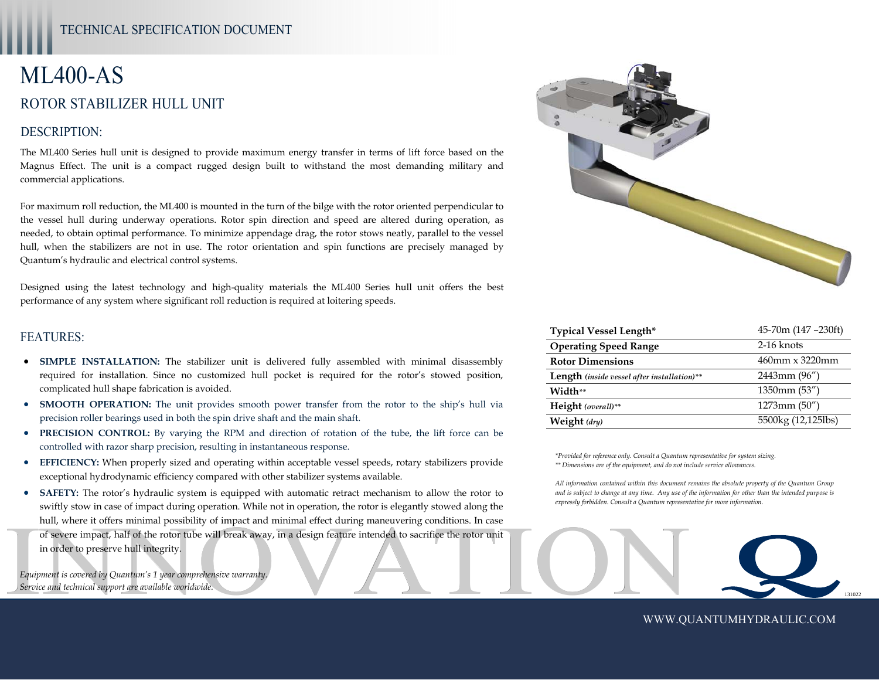TECHNICAL SPECIFICATION DOCUMENT

# ML400-AS

## ROTOR STABILIZER HULL UNIT

### DESCRIPTION:

The ML400 Series hull unit is designed to provide maximum energy transfer in terms of lift force based on the Magnus Effect. The unit is a compact rugged design built to withstand the most demanding military and commercial applications.

For maximum roll reduction, the ML400 is mounted in the turn of the bilge with the rotor oriented perpendicular to the vessel hull during underway operations. Rotor spin direction and speed are altered during operation, as needed, to obtain optimal performance. To minimize appendage drag, the rotor stows neatly, parallel to the vessel hull, when the stabilizers are not in use. The rotor orientation and spin functions are precisely managed by Quantum's hydraulic and electrical control systems.

Designed using the latest technology and high-quality materials the ML400 Series hull unit offers the best performance of any system where significant roll reduction is required at loitering speeds.

### FEATURES:

- **SIMPLE INSTALLATION:** The stabilizer unit is delivered fully assembled with minimal disassembly required for installation. Since no customized hull pocket is required for the rotor's stowed position, complicated hull shape fabrication is avoided.
- **SMOOTH OPERATION:** The unit provides smooth power transfer from the rotor to the ship's hull via precision roller bearings used in both the spin drive shaft and the main shaft.
- **PRECISION CONTROL:** By varying the RPM and direction of rotation of the tube, the lift force can be controlled with razor sharp precision, resulting in instantaneous response.
- **EFFICIENCY:** When properly sized and operating within acceptable vessel speeds, rotary stabilizers provide exceptional hydrodynamic efficiency compared with other stabilizer systems available.
- **SAFETY:** The rotor's hydraulic system is equipped with automatic retract mechanism to allow the rotor to swiftly stow in case of impact during operation. While not in operation, the rotor is elegantly stowed along the hull, where it offers minimal possibility of impact and minimal effect during maneuvering conditions. In case of severe impact, half of the rotor tube will break away, in a design feature intended to sacrifice the rotor unit in order to preserve hull integrity.

*Equipment is covered by Quantum's 1 year comprehensive warranty.*
*Service and technical support are available worldwide.*

| | |
|---|---|
| **Typical Vessel Length*** | 45-70m (147 –230ft) |
| **Operating Speed Range** | 2-16 knots |
| **Rotor Dimensions** | 460mm x 3220mm |
| **Length** *(inside vessel after installation)*** | 2443mm (96") |
| **Width**** | 1350mm (53") |
| **Height** *(overall)*** | 1273mm (50") |
| **Weight** *(dry)* | 5500kg (12,125lbs) |

*\*Provided for reference only. Consult a Quantum representative for system sizing.*
*\*\* Dimensions are of the equipment, and do not include service allowances.*

*All information contained within this document remains the absolute property of the Quantum Group and is subject to change at any time. Any use of the information for other than the intended purpose is expressly forbidden. Consult a Quantum representative for more information.*

INNOVATION

131022

WWW.QUANTUMHYDRAULIC.COM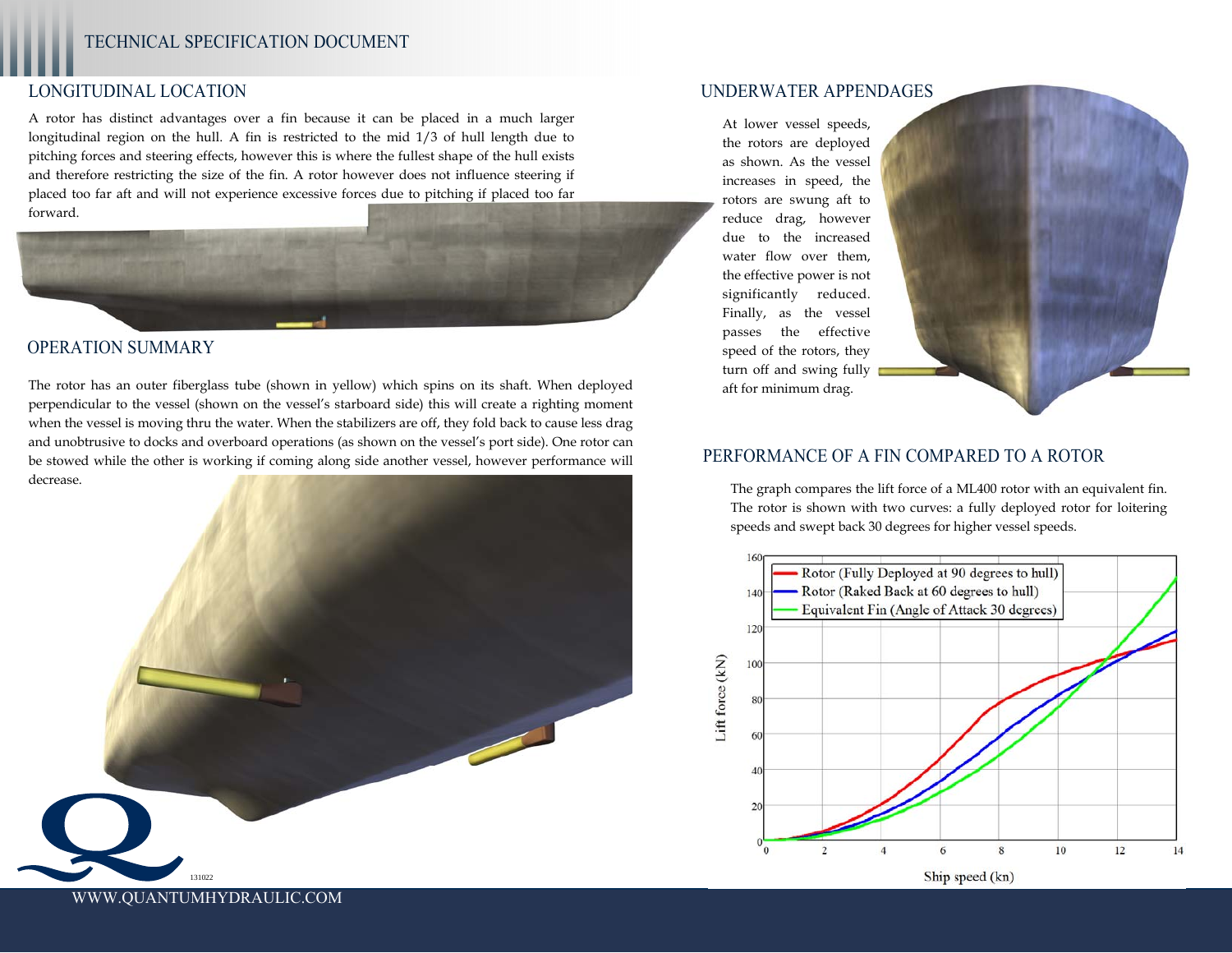## LONGITUDINAL LOCATION

A rotor has distinct advantages over a fin because it can be placed in a much larger longitudinal region on the hull. A fin is restricted to the mid 1/3 of hull length due to pitching forces and steering effects, however this is where the fullest shape of the hull exists and therefore restricting the size of the fin. A rotor however does not influence steering if placed too far aft and will not experience excessive forces due to pitching if placed too far forward.

## OPERATION SUMMARY

The rotor has an outer fiberglass tube (shown in yellow) which spins on its shaft. When deployed perpendicular to the vessel (shown on the vessel's starboard side) this will create a righting moment when the vessel is moving thru the water. When the stabilizers are off, they fold back to cause less drag and unobtrusive to docks and overboard operations (as shown on the vessel's port side). One rotor can be stowed while the other is working if coming along side another vessel, however performance will decrease.

## UNDERWATER APPENDAGES

At lower vessel speeds, the rotors are deployed as shown. As the vessel increases in speed, the rotors are swung aft to reduce drag, however due to the increased water flow over them, the effective power is not significantly reduced. Finally, as the vessel passes the effective speed of the rotors, they turn off and swing fully aft for minimum drag.

## PERFORMANCE OF A FIN COMPARED TO A ROTOR

The graph compares the lift force of a ML400 rotor with an equivalent fin. The rotor is shown with two curves: a fully deployed rotor for loitering speeds and swept back 30 degrees for higher vessel speeds.

Rotor (Fully Deployed at 90 degrees to hull)
Rotor (Raked Back at 60 degrees to hull)
Equivalent Fin (Angle of Attack 30 degrees)

Lift force (kN)
0
20
40
60
80
100
120
140
160

Ship speed (kn)
0
2
4
6
8
10
12
14

131022